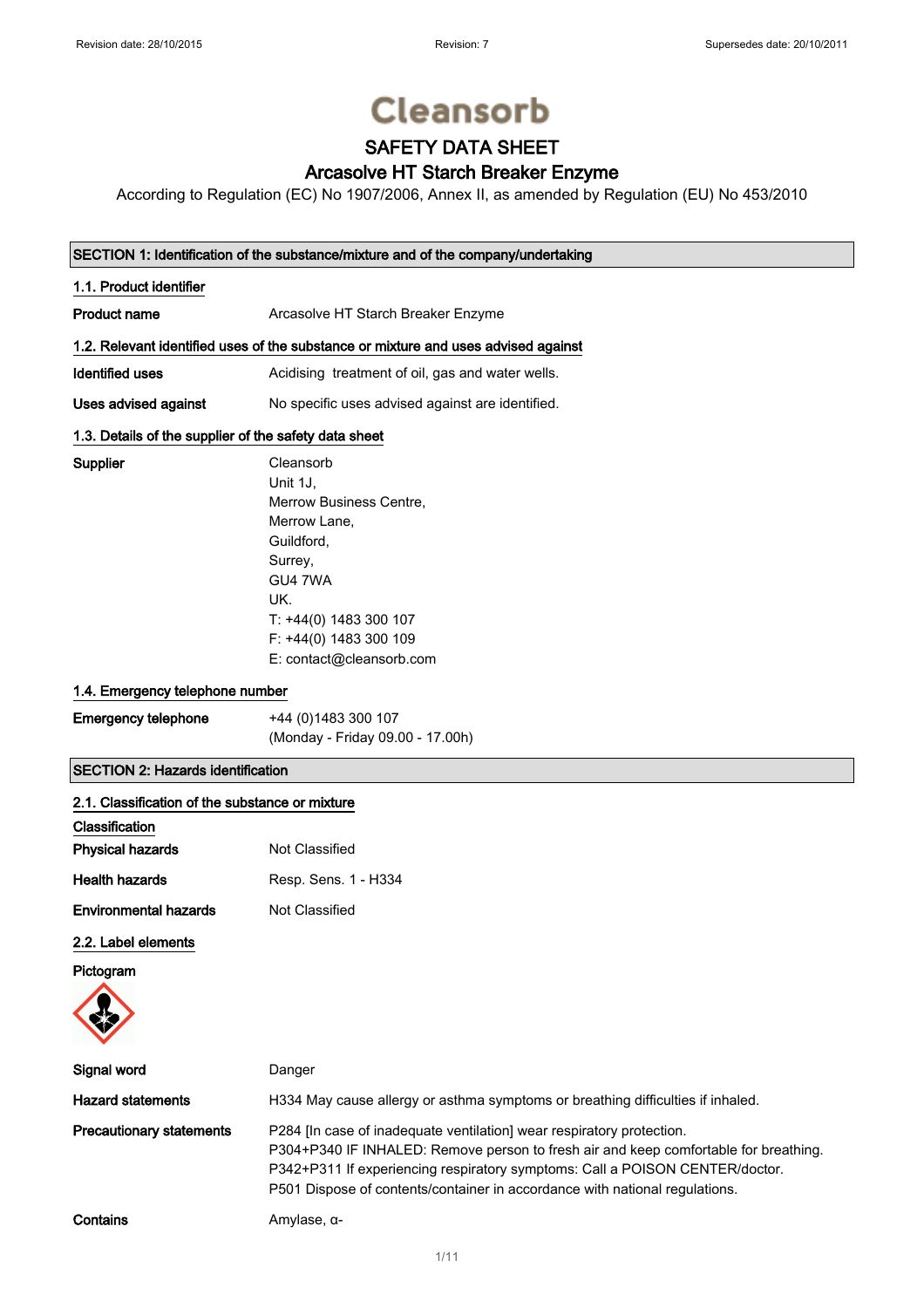Revision date: 28/10/2015 Revision: 7 Supersedes date: 20/10/2011

# Cleansorb

## SAFETY DATA SHEET

## Arcasolve HT Starch Breaker Enzyme

According to Regulation (EC) No 1907/2006, Annex II, as amended by Regulation (EU) No 453/2010

### SECTION 1: Identification of the substance/mixture and of the company/undertaking

**1.1. Product identifier**

**Product name** Arcasolve HT Starch Breaker Enzyme

**1.2. Relevant identified uses of the substance or mixture and uses advised against**

**Identified uses** Acidising treatment of oil, gas and water wells.

**Uses advised against** No specific uses advised against are identified.

**1.3. Details of the supplier of the safety data sheet**

**Supplier**
Cleansorb
Unit 1J,
Merrow Business Centre,
Merrow Lane,
Guildford,
Surrey,
GU4 7WA
UK.
T: +44(0) 1483 300 107
F: +44(0) 1483 300 109
E: contact@cleansorb.com

**1.4. Emergency telephone number**

**Emergency telephone** +44 (0)1483 300 107
(Monday - Friday 09.00 - 17.00h)

### SECTION 2: Hazards identification

**2.1. Classification of the substance or mixture**

**Classification**

**Physical hazards** Not Classified

**Health hazards** Resp. Sens. 1 - H334

**Environmental hazards** Not Classified

**2.2. Label elements**

**Pictogram**

**Signal word** Danger

**Hazard statements** H334 May cause allergy or asthma symptoms or breathing difficulties if inhaled.

**Precautionary statements**
P284 [In case of inadequate ventilation] wear respiratory protection.
P304+P340 IF INHALED: Remove person to fresh air and keep comfortable for breathing.
P342+P311 If experiencing respiratory symptoms: Call a POISON CENTER/doctor.
P501 Dispose of contents/container in accordance with national regulations.

**Contains** Amylase, α-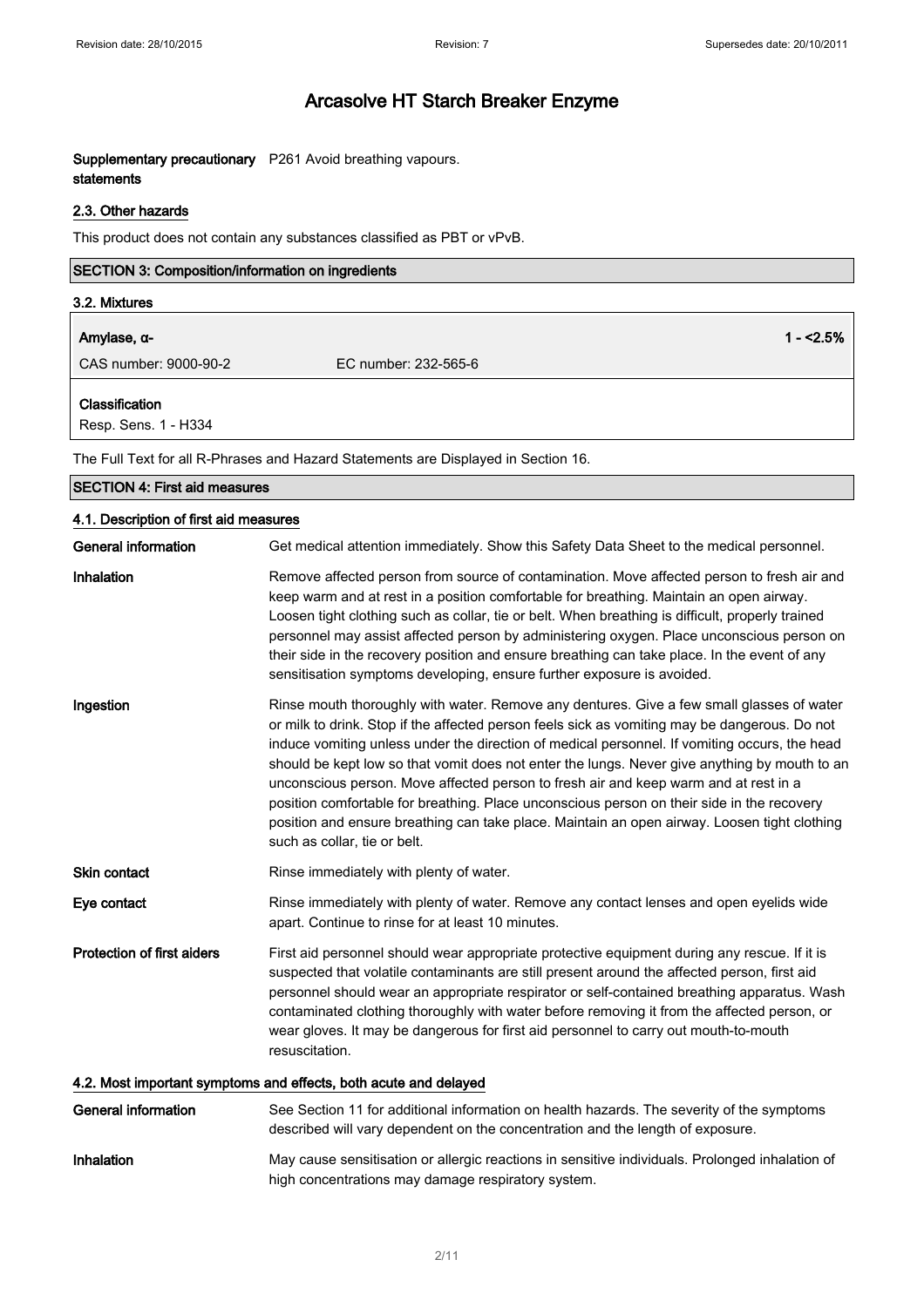# Arcasolve HT Starch Breaker Enzyme

**Supplementary precautionary statements** P261 Avoid breathing vapours.

### 2.3. Other hazards

This product does not contain any substances classified as PBT or vPvB.

## SECTION 3: Composition/information on ingredients

### 3.2. Mixtures

| **Amylase, α-** | | 1 - <2.5% |
|---|---|---|
| CAS number: 9000-90-2 | EC number: 232-565-6 | |

**Classification**
Resp. Sens. 1 - H334

The Full Text for all R-Phrases and Hazard Statements are Displayed in Section 16.

## SECTION 4: First aid measures

### 4.1. Description of first aid measures

**General information** Get medical attention immediately. Show this Safety Data Sheet to the medical personnel.

**Inhalation** Remove affected person from source of contamination. Move affected person to fresh air and keep warm and at rest in a position comfortable for breathing. Maintain an open airway. Loosen tight clothing such as collar, tie or belt. When breathing is difficult, properly trained personnel may assist affected person by administering oxygen. Place unconscious person on their side in the recovery position and ensure breathing can take place. In the event of any sensitisation symptoms developing, ensure further exposure is avoided.

**Ingestion** Rinse mouth thoroughly with water. Remove any dentures. Give a few small glasses of water or milk to drink. Stop if the affected person feels sick as vomiting may be dangerous. Do not induce vomiting unless under the direction of medical personnel. If vomiting occurs, the head should be kept low so that vomit does not enter the lungs. Never give anything by mouth to an unconscious person. Move affected person to fresh air and keep warm and at rest in a position comfortable for breathing. Place unconscious person on their side in the recovery position and ensure breathing can take place. Maintain an open airway. Loosen tight clothing such as collar, tie or belt.

**Skin contact** Rinse immediately with plenty of water.

**Eye contact** Rinse immediately with plenty of water. Remove any contact lenses and open eyelids wide apart. Continue to rinse for at least 10 minutes.

**Protection of first aiders** First aid personnel should wear appropriate protective equipment during any rescue. If it is suspected that volatile contaminants are still present around the affected person, first aid personnel should wear an appropriate respirator or self-contained breathing apparatus. Wash contaminated clothing thoroughly with water before removing it from the affected person, or wear gloves. It may be dangerous for first aid personnel to carry out mouth-to-mouth resuscitation.

### 4.2. Most important symptoms and effects, both acute and delayed

**General information** See Section 11 for additional information on health hazards. The severity of the symptoms described will vary dependent on the concentration and the length of exposure.

**Inhalation** May cause sensitisation or allergic reactions in sensitive individuals. Prolonged inhalation of high concentrations may damage respiratory system.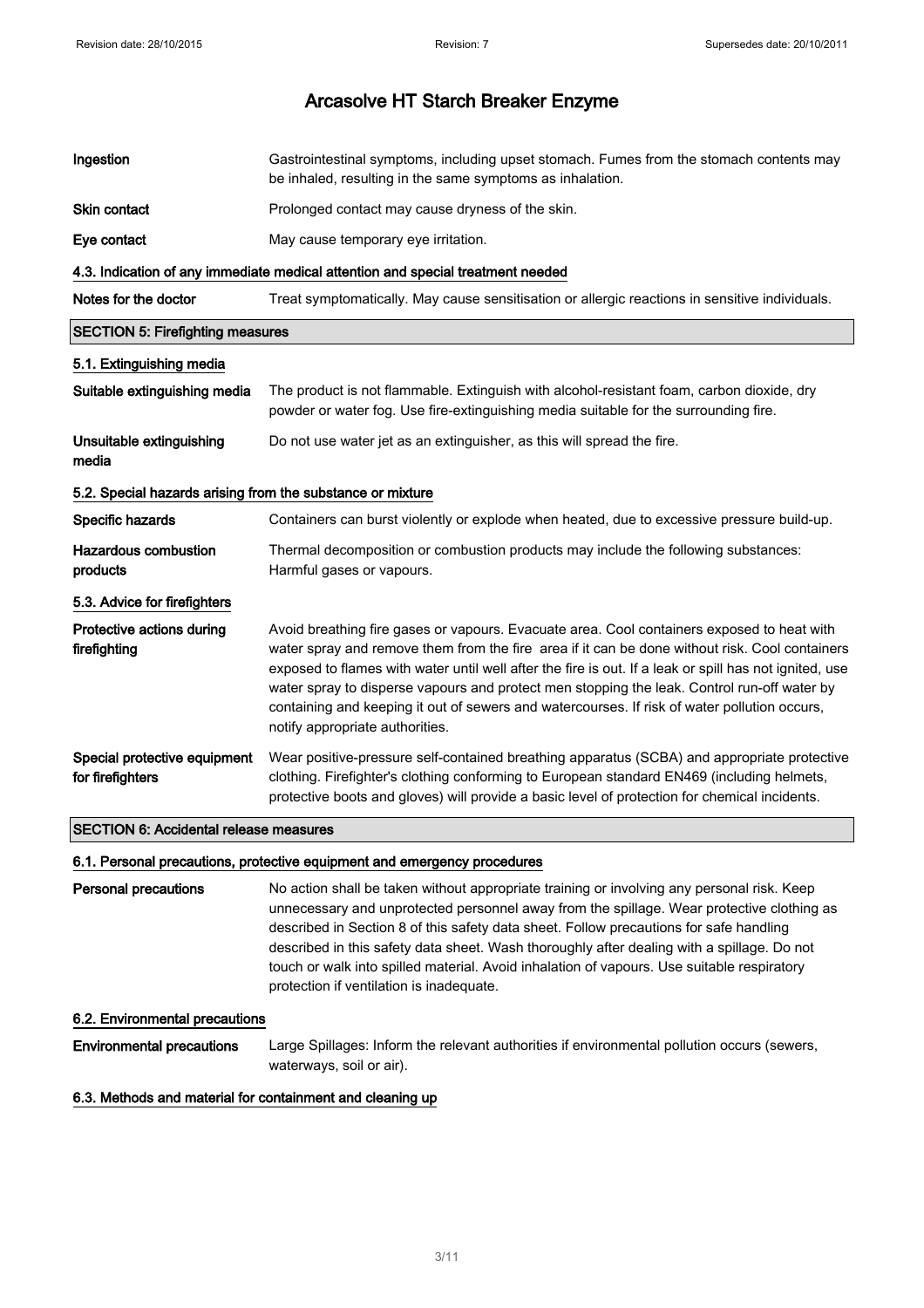| | |
|---|---|
| **Ingestion** | Gastrointestinal symptoms, including upset stomach. Fumes from the stomach contents may be inhaled, resulting in the same symptoms as inhalation. |
| **Skin contact** | Prolonged contact may cause dryness of the skin. |
| **Eye contact** | May cause temporary eye irritation. |

### 4.3. Indication of any immediate medical attention and special treatment needed

| | |
|---|---|
| **Notes for the doctor** | Treat symptomatically. May cause sensitisation or allergic reactions in sensitive individuals. |

## SECTION 5: Firefighting measures

### 5.1. Extinguishing media

| | |
|---|---|
| **Suitable extinguishing media** | The product is not flammable. Extinguish with alcohol-resistant foam, carbon dioxide, dry powder or water fog. Use fire-extinguishing media suitable for the surrounding fire. |
| **Unsuitable extinguishing media** | Do not use water jet as an extinguisher, as this will spread the fire. |

### 5.2. Special hazards arising from the substance or mixture

| | |
|---|---|
| **Specific hazards** | Containers can burst violently or explode when heated, due to excessive pressure build-up. |
| **Hazardous combustion products** | Thermal decomposition or combustion products may include the following substances: Harmful gases or vapours. |

### 5.3. Advice for firefighters

| | |
|---|---|
| **Protective actions during firefighting** | Avoid breathing fire gases or vapours. Evacuate area. Cool containers exposed to heat with water spray and remove them from the fire area if it can be done without risk. Cool containers exposed to flames with water until well after the fire is out. If a leak or spill has not ignited, use water spray to disperse vapours and protect men stopping the leak. Control run-off water by containing and keeping it out of sewers and watercourses. If risk of water pollution occurs, notify appropriate authorities. |
| **Special protective equipment for firefighters** | Wear positive-pressure self-contained breathing apparatus (SCBA) and appropriate protective clothing. Firefighter's clothing conforming to European standard EN469 (including helmets, protective boots and gloves) will provide a basic level of protection for chemical incidents. |

## SECTION 6: Accidental release measures

### 6.1. Personal precautions, protective equipment and emergency procedures

| | |
|---|---|
| **Personal precautions** | No action shall be taken without appropriate training or involving any personal risk. Keep unnecessary and unprotected personnel away from the spillage. Wear protective clothing as described in Section 8 of this safety data sheet. Follow precautions for safe handling described in this safety data sheet. Wash thoroughly after dealing with a spillage. Do not touch or walk into spilled material. Avoid inhalation of vapours. Use suitable respiratory protection if ventilation is inadequate. |

### 6.2. Environmental precautions

| | |
|---|---|
| **Environmental precautions** | Large Spillages: Inform the relevant authorities if environmental pollution occurs (sewers, waterways, soil or air). |

### 6.3. Methods and material for containment and cleaning up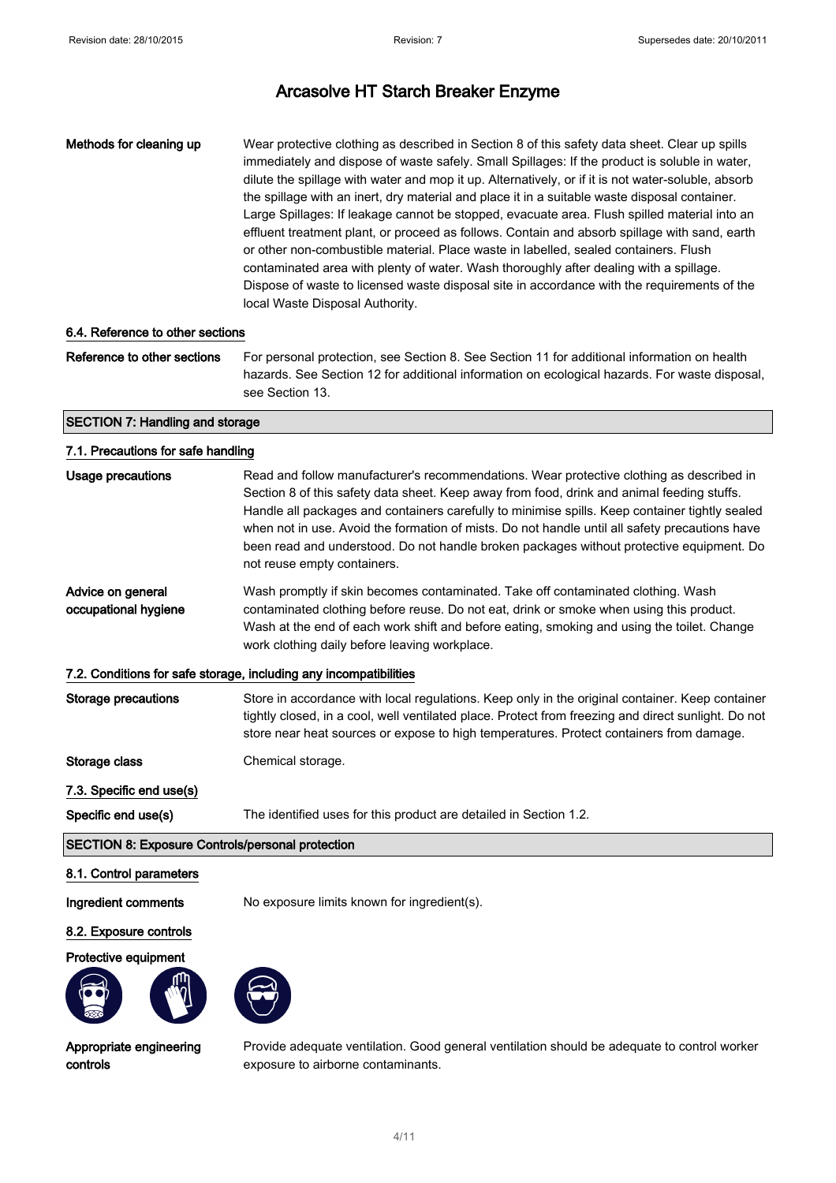**Methods for cleaning up** Wear protective clothing as described in Section 8 of this safety data sheet. Clear up spills immediately and dispose of waste safely. Small Spillages: If the product is soluble in water, dilute the spillage with water and mop it up. Alternatively, or if it is not water-soluble, absorb the spillage with an inert, dry material and place it in a suitable waste disposal container. Large Spillages: If leakage cannot be stopped, evacuate area. Flush spilled material into an effluent treatment plant, or proceed as follows. Contain and absorb spillage with sand, earth or other non-combustible material. Place waste in labelled, sealed containers. Flush contaminated area with plenty of water. Wash thoroughly after dealing with a spillage. Dispose of waste to licensed waste disposal site in accordance with the requirements of the local Waste Disposal Authority.

### 6.4. Reference to other sections

**Reference to other sections** For personal protection, see Section 8. See Section 11 for additional information on health hazards. See Section 12 for additional information on ecological hazards. For waste disposal, see Section 13.

## SECTION 7: Handling and storage

### 7.1. Precautions for safe handling

**Usage precautions** Read and follow manufacturer's recommendations. Wear protective clothing as described in Section 8 of this safety data sheet. Keep away from food, drink and animal feeding stuffs. Handle all packages and containers carefully to minimise spills. Keep container tightly sealed when not in use. Avoid the formation of mists. Do not handle until all safety precautions have been read and understood. Do not handle broken packages without protective equipment. Do not reuse empty containers.

**Advice on general occupational hygiene** Wash promptly if skin becomes contaminated. Take off contaminated clothing. Wash contaminated clothing before reuse. Do not eat, drink or smoke when using this product. Wash at the end of each work shift and before eating, smoking and using the toilet. Change work clothing daily before leaving workplace.

### 7.2. Conditions for safe storage, including any incompatibilities

**Storage precautions** Store in accordance with local regulations. Keep only in the original container. Keep container tightly closed, in a cool, well ventilated place. Protect from freezing and direct sunlight. Do not store near heat sources or expose to high temperatures. Protect containers from damage.

**Storage class** Chemical storage.

### 7.3. Specific end use(s)

**Specific end use(s)** The identified uses for this product are detailed in Section 1.2.

## SECTION 8: Exposure Controls/personal protection

### 8.1. Control parameters

**Ingredient comments** No exposure limits known for ingredient(s).

### 8.2. Exposure controls

**Protective equipment**

**Appropriate engineering controls** Provide adequate ventilation. Good general ventilation should be adequate to control worker exposure to airborne contaminants.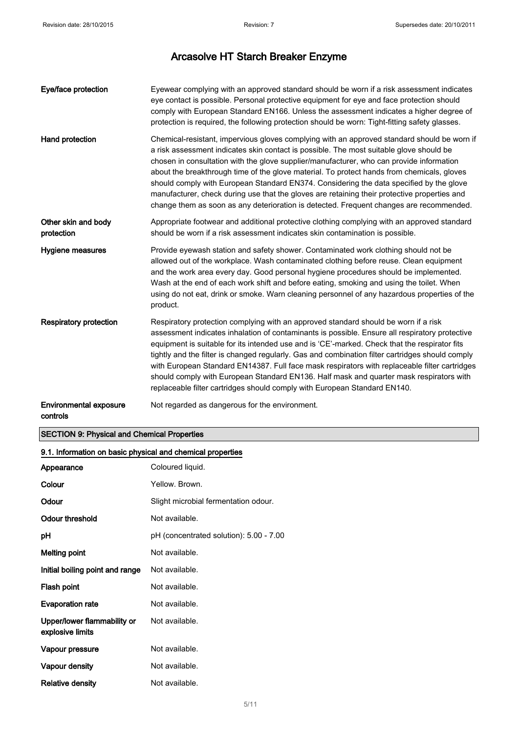| | |
|---|---|
| **Eye/face protection** | Eyewear complying with an approved standard should be worn if a risk assessment indicates eye contact is possible. Personal protective equipment for eye and face protection should comply with European Standard EN166. Unless the assessment indicates a higher degree of protection is required, the following protection should be worn: Tight-fitting safety glasses. |
| **Hand protection** | Chemical-resistant, impervious gloves complying with an approved standard should be worn if a risk assessment indicates skin contact is possible. The most suitable glove should be chosen in consultation with the glove supplier/manufacturer, who can provide information about the breakthrough time of the glove material. To protect hands from chemicals, gloves should comply with European Standard EN374. Considering the data specified by the glove manufacturer, check during use that the gloves are retaining their protective properties and change them as soon as any deterioration is detected. Frequent changes are recommended. |
| **Other skin and body protection** | Appropriate footwear and additional protective clothing complying with an approved standard should be worn if a risk assessment indicates skin contamination is possible. |
| **Hygiene measures** | Provide eyewash station and safety shower. Contaminated work clothing should not be allowed out of the workplace. Wash contaminated clothing before reuse. Clean equipment and the work area every day. Good personal hygiene procedures should be implemented. Wash at the end of each work shift and before eating, smoking and using the toilet. When using do not eat, drink or smoke. Warn cleaning personnel of any hazardous properties of the product. |
| **Respiratory protection** | Respiratory protection complying with an approved standard should be worn if a risk assessment indicates inhalation of contaminants is possible. Ensure all respiratory protective equipment is suitable for its intended use and is 'CE'-marked. Check that the respirator fits tightly and the filter is changed regularly. Gas and combination filter cartridges should comply with European Standard EN14387. Full face mask respirators with replaceable filter cartridges should comply with European Standard EN136. Half mask and quarter mask respirators with replaceable filter cartridges should comply with European Standard EN140. |
| **Environmental exposure controls** | Not regarded as dangerous for the environment. |

## SECTION 9: Physical and Chemical Properties

### 9.1. Information on basic physical and chemical properties

| | |
|---|---|
| **Appearance** | Coloured liquid. |
| **Colour** | Yellow. Brown. |
| **Odour** | Slight microbial fermentation odour. |
| **Odour threshold** | Not available. |
| **pH** | pH (concentrated solution): 5.00 - 7.00 |
| **Melting point** | Not available. |
| **Initial boiling point and range** | Not available. |
| **Flash point** | Not available. |
| **Evaporation rate** | Not available. |
| **Upper/lower flammability or explosive limits** | Not available. |
| **Vapour pressure** | Not available. |
| **Vapour density** | Not available. |
| **Relative density** | Not available. |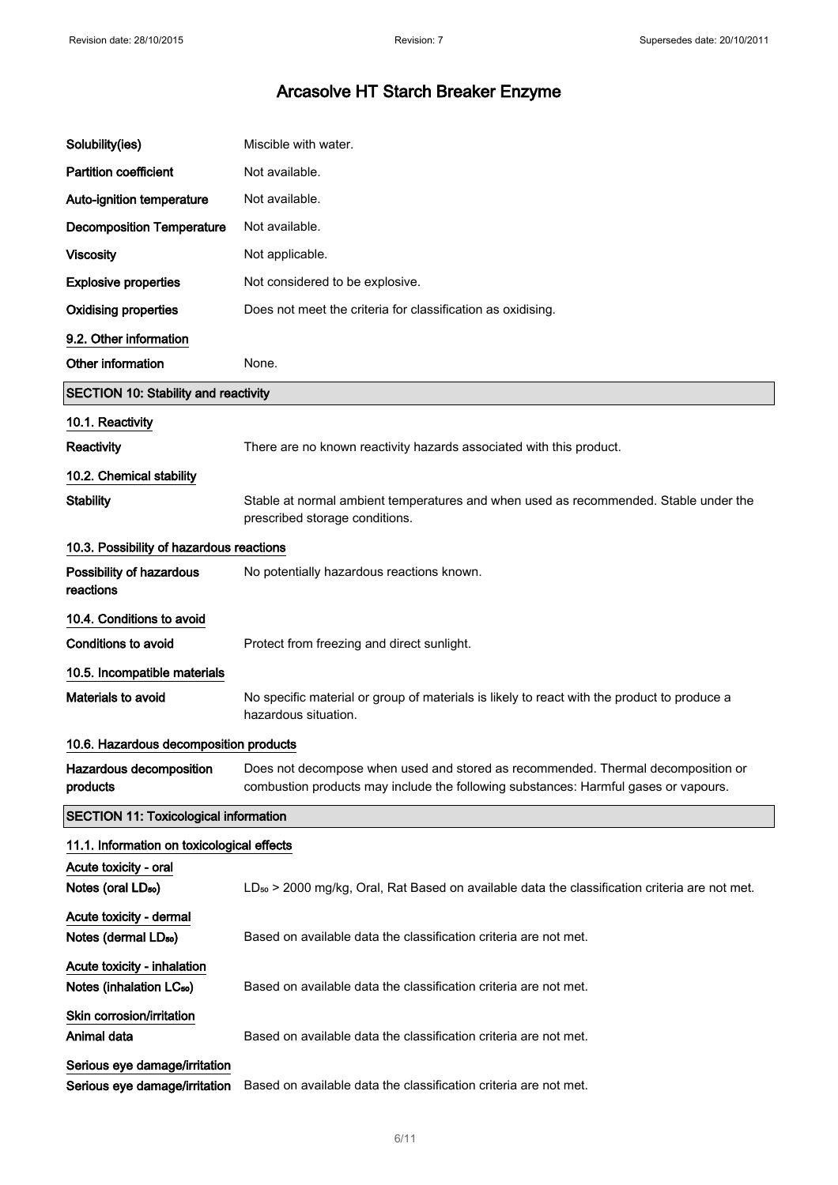# Arcasolve HT Starch Breaker Enzyme

| | |
|---|---|
| **Solubility(ies)** | Miscible with water. |
| **Partition coefficient** | Not available. |
| **Auto-ignition temperature** | Not available. |
| **Decomposition Temperature** | Not available. |
| **Viscosity** | Not applicable. |
| **Explosive properties** | Not considered to be explosive. |
| **Oxidising properties** | Does not meet the criteria for classification as oxidising. |

**9.2. Other information**

| | |
|---|---|
| **Other information** | None. |

## SECTION 10: Stability and reactivity

**10.1. Reactivity**

| | |
|---|---|
| **Reactivity** | There are no known reactivity hazards associated with this product. |

**10.2. Chemical stability**

| | |
|---|---|
| **Stability** | Stable at normal ambient temperatures and when used as recommended. Stable under the prescribed storage conditions. |

**10.3. Possibility of hazardous reactions**

| | |
|---|---|
| **Possibility of hazardous reactions** | No potentially hazardous reactions known. |

**10.4. Conditions to avoid**

| | |
|---|---|
| **Conditions to avoid** | Protect from freezing and direct sunlight. |

**10.5. Incompatible materials**

| | |
|---|---|
| **Materials to avoid** | No specific material or group of materials is likely to react with the product to produce a hazardous situation. |

**10.6. Hazardous decomposition products**

| | |
|---|---|
| **Hazardous decomposition products** | Does not decompose when used and stored as recommended. Thermal decomposition or combustion products may include the following substances: Harmful gases or vapours. |

## SECTION 11: Toxicological information

**11.1. Information on toxicological effects**

**Acute toxicity - oral**

| | |
|---|---|
| **Notes (oral $LD_{50}$)** | $LD_{50}$ > 2000 mg/kg, Oral, Rat Based on available data the classification criteria are not met. |

**Acute toxicity - dermal**

| | |
|---|---|
| **Notes (dermal $LD_{50}$)** | Based on available data the classification criteria are not met. |

**Acute toxicity - inhalation**

| | |
|---|---|
| **Notes (inhalation $LC_{50}$)** | Based on available data the classification criteria are not met. |

**Skin corrosion/irritation**

| | |
|---|---|
| **Animal data** | Based on available data the classification criteria are not met. |

**Serious eye damage/irritation**

| | |
|---|---|
| **Serious eye damage/irritation** | Based on available data the classification criteria are not met. |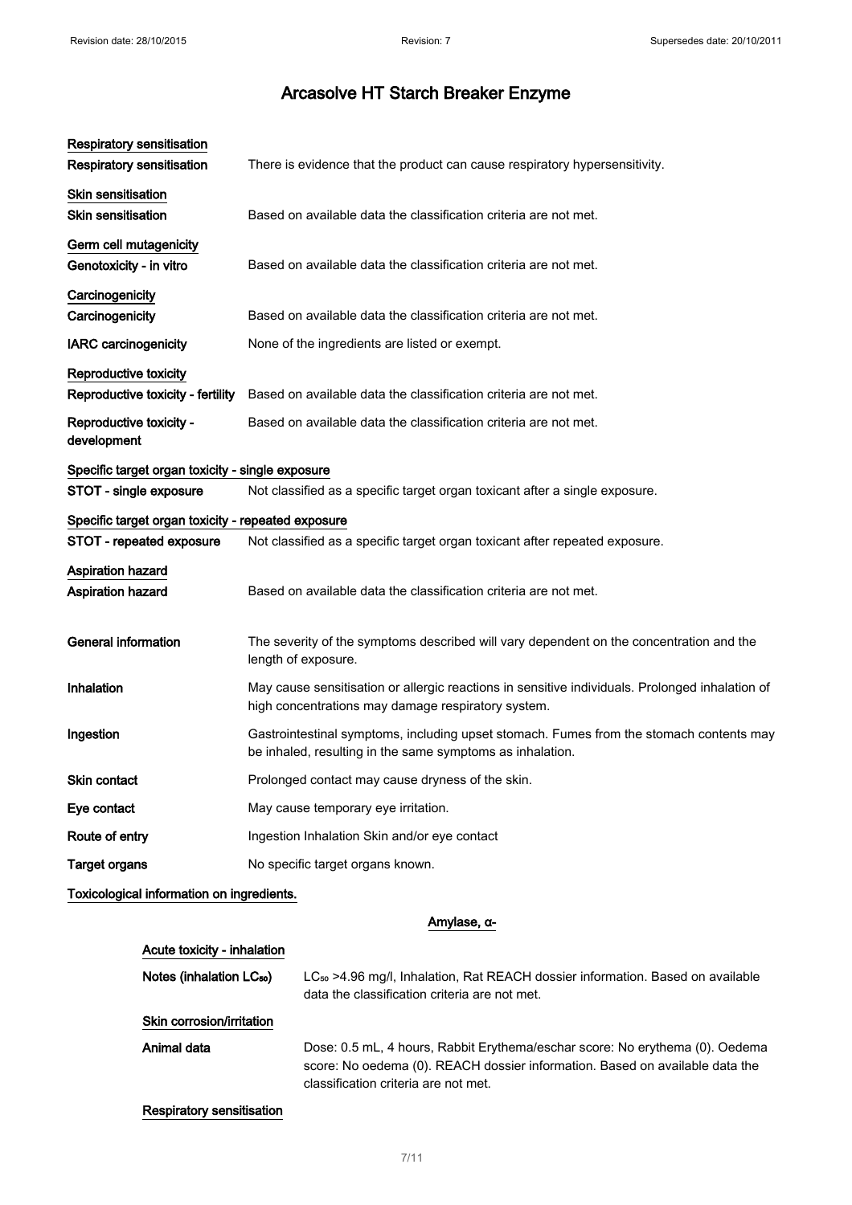# Arcasolve HT Starch Breaker Enzyme

**Respiratory sensitisation**

| | |
|---|---|
| **Respiratory sensitisation** | There is evidence that the product can cause respiratory hypersensitivity. |

**Skin sensitisation**

| | |
|---|---|
| **Skin sensitisation** | Based on available data the classification criteria are not met. |

**Germ cell mutagenicity**

| | |
|---|---|
| **Genotoxicity - in vitro** | Based on available data the classification criteria are not met. |

**Carcinogenicity**

| | |
|---|---|
| **Carcinogenicity** | Based on available data the classification criteria are not met. |
| **IARC carcinogenicity** | None of the ingredients are listed or exempt. |

**Reproductive toxicity**

| | |
|---|---|
| **Reproductive toxicity - fertility** | Based on available data the classification criteria are not met. |
| **Reproductive toxicity - development** | Based on available data the classification criteria are not met. |

**Specific target organ toxicity - single exposure**

| | |
|---|---|
| **STOT - single exposure** | Not classified as a specific target organ toxicant after a single exposure. |

**Specific target organ toxicity - repeated exposure**

| | |
|---|---|
| **STOT - repeated exposure** | Not classified as a specific target organ toxicant after repeated exposure. |

**Aspiration hazard**

| | |
|---|---|
| **Aspiration hazard** | Based on available data the classification criteria are not met. |

| | |
|---|---|
| **General information** | The severity of the symptoms described will vary dependent on the concentration and the length of exposure. |
| **Inhalation** | May cause sensitisation or allergic reactions in sensitive individuals. Prolonged inhalation of high concentrations may damage respiratory system. |
| **Ingestion** | Gastrointestinal symptoms, including upset stomach. Fumes from the stomach contents may be inhaled, resulting in the same symptoms as inhalation. |
| **Skin contact** | Prolonged contact may cause dryness of the skin. |
| **Eye contact** | May cause temporary eye irritation. |
| **Route of entry** | Ingestion Inhalation Skin and/or eye contact |
| **Target organs** | No specific target organs known. |

**Toxicological information on ingredients.**

**Amylase, α-**

**Acute toxicity - inhalation**

| | |
|---|---|
| **Notes (inhalation $LC_{50}$)** | $LC_{50}$ >4.96 mg/l, Inhalation, Rat REACH dossier information. Based on available data the classification criteria are not met. |

**Skin corrosion/irritation**

| | |
|---|---|
| **Animal data** | Dose: 0.5 mL, 4 hours, Rabbit Erythema/eschar score: No erythema (0). Oedema score: No oedema (0). REACH dossier information. Based on available data the classification criteria are not met. |

**Respiratory sensitisation**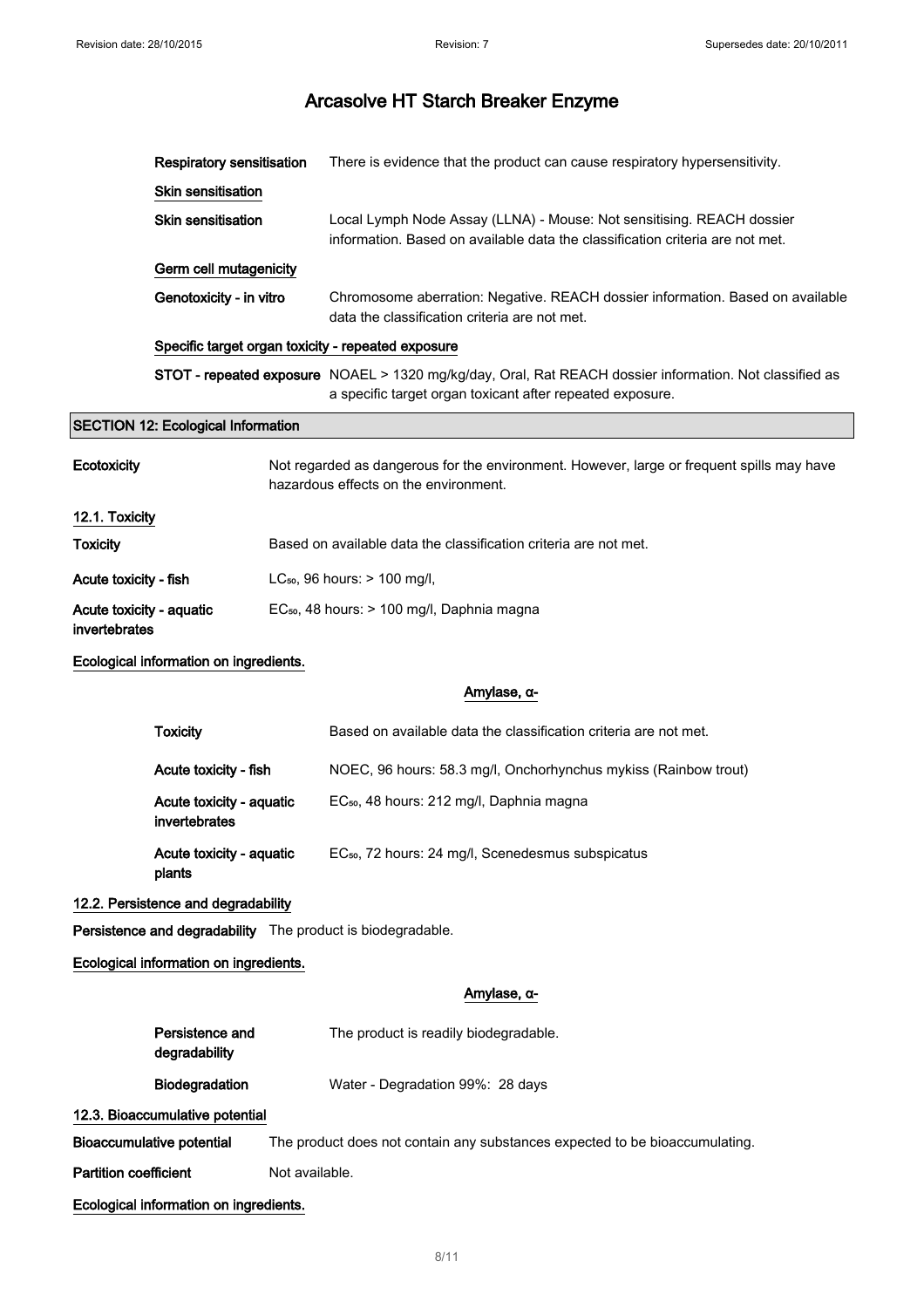# Arcasolve HT Starch Breaker Enzyme

| | |
|---|---|
| **Respiratory sensitisation** | There is evidence that the product can cause respiratory hypersensitivity. |

**Skin sensitisation**

| | |
|---|---|
| **Skin sensitisation** | Local Lymph Node Assay (LLNA) - Mouse: Not sensitising. REACH dossier information. Based on available data the classification criteria are not met. |

**Germ cell mutagenicity**

| | |
|---|---|
| **Genotoxicity - in vitro** | Chromosome aberration: Negative. REACH dossier information. Based on available data the classification criteria are not met. |

**Specific target organ toxicity - repeated exposure**

| | |
|---|---|
| **STOT - repeated exposure** | NOAEL > 1320 mg/kg/day, Oral, Rat REACH dossier information. Not classified as a specific target organ toxicant after repeated exposure. |

## SECTION 12: Ecological Information

| | |
|---|---|
| **Ecotoxicity** | Not regarded as dangerous for the environment. However, large or frequent spills may have hazardous effects on the environment. |

### 12.1. Toxicity

| | |
|---|---|
| **Toxicity** | Based on available data the classification criteria are not met. |
| **Acute toxicity - fish** | $LC_{50}$, 96 hours: > 100 mg/l, |
| **Acute toxicity - aquatic invertebrates** | $EC_{50}$, 48 hours: > 100 mg/l, Daphnia magna |

**Ecological information on ingredients.**

**Amylase, α-**

| | |
|---|---|
| **Toxicity** | Based on available data the classification criteria are not met. |
| **Acute toxicity - fish** | NOEC, 96 hours: 58.3 mg/l, Onchorhynchus mykiss (Rainbow trout) |
| **Acute toxicity - aquatic invertebrates** | $EC_{50}$, 48 hours: 212 mg/l, Daphnia magna |
| **Acute toxicity - aquatic plants** | $EC_{50}$, 72 hours: 24 mg/l, Scenedesmus subspicatus |

### 12.2. Persistence and degradability

**Persistence and degradability** The product is biodegradable.

**Ecological information on ingredients.**

**Amylase, α-**

| | |
|---|---|
| **Persistence and degradability** | The product is readily biodegradable. |
| **Biodegradation** | Water - Degradation 99%: 28 days |

### 12.3. Bioaccumulative potential

| | |
|---|---|
| **Bioaccumulative potential** | The product does not contain any substances expected to be bioaccumulating. |
| **Partition coefficient** | Not available. |

**Ecological information on ingredients.**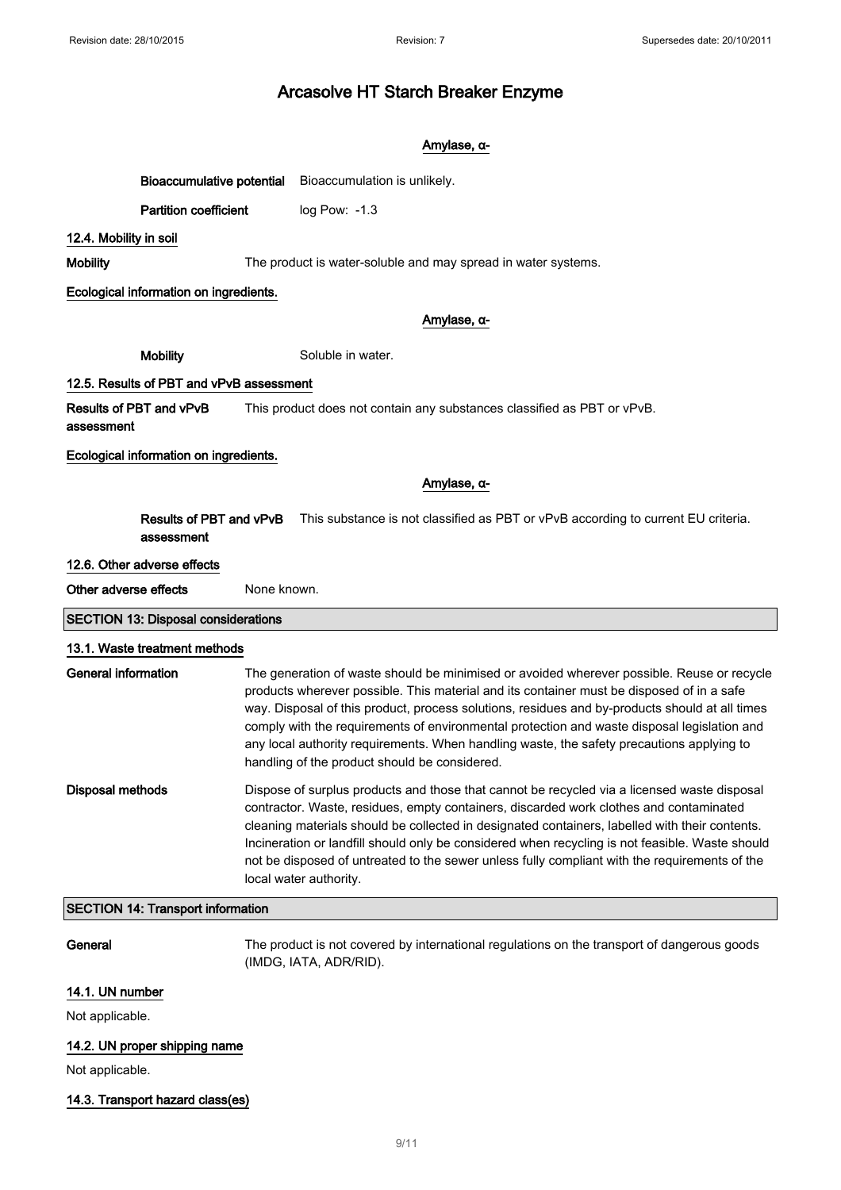**Amylase, α-**

**Bioaccumulative potential** Bioaccumulation is unlikely.

**Partition coefficient** log Pow: -1.3

### 12.4. Mobility in soil

**Mobility** The product is water-soluble and may spread in water systems.

**Ecological information on ingredients.**

**Amylase, α-**

**Mobility** Soluble in water.

### 12.5. Results of PBT and vPvB assessment

**Results of PBT and vPvB assessment** This product does not contain any substances classified as PBT or vPvB.

**Ecological information on ingredients.**

**Amylase, α-**

**Results of PBT and vPvB assessment** This substance is not classified as PBT or vPvB according to current EU criteria.

### 12.6. Other adverse effects

**Other adverse effects** None known.

## SECTION 13: Disposal considerations

### 13.1. Waste treatment methods

**General information** The generation of waste should be minimised or avoided wherever possible. Reuse or recycle products wherever possible. This material and its container must be disposed of in a safe way. Disposal of this product, process solutions, residues and by-products should at all times comply with the requirements of environmental protection and waste disposal legislation and any local authority requirements. When handling waste, the safety precautions applying to handling of the product should be considered.

**Disposal methods** Dispose of surplus products and those that cannot be recycled via a licensed waste disposal contractor. Waste, residues, empty containers, discarded work clothes and contaminated cleaning materials should be collected in designated containers, labelled with their contents. Incineration or landfill should only be considered when recycling is not feasible. Waste should not be disposed of untreated to the sewer unless fully compliant with the requirements of the local water authority.

## SECTION 14: Transport information

**General** The product is not covered by international regulations on the transport of dangerous goods (IMDG, IATA, ADR/RID).

### 14.1. UN number

Not applicable.

### 14.2. UN proper shipping name

Not applicable.

### 14.3. Transport hazard class(es)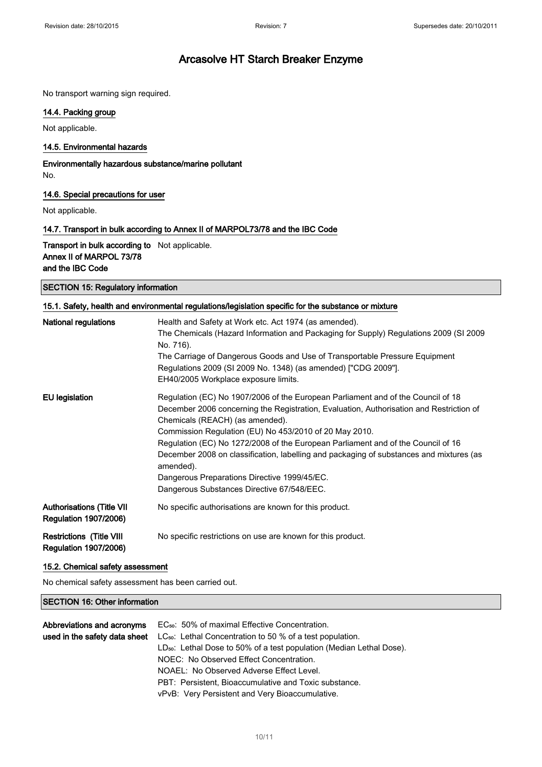No transport warning sign required.

### 14.4. Packing group

Not applicable.

### 14.5. Environmental hazards

**Environmentally hazardous substance/marine pollutant**

No.

### 14.6. Special precautions for user

Not applicable.

### 14.7. Transport in bulk according to Annex II of MARPOL73/78 and the IBC Code

| | |
|---|---|
| **Transport in bulk according to Annex II of MARPOL 73/78 and the IBC Code** | Not applicable. |

## SECTION 15: Regulatory information

### 15.1. Safety, health and environmental regulations/legislation specific for the substance or mixture

| | |
|---|---|
| **National regulations** | Health and Safety at Work etc. Act 1974 (as amended).<br>The Chemicals (Hazard Information and Packaging for Supply) Regulations 2009 (SI 2009 No. 716).<br>The Carriage of Dangerous Goods and Use of Transportable Pressure Equipment Regulations 2009 (SI 2009 No. 1348) (as amended) ["CDG 2009"].<br>EH40/2005 Workplace exposure limits. |
| **EU legislation** | Regulation (EC) No 1907/2006 of the European Parliament and of the Council of 18 December 2006 concerning the Registration, Evaluation, Authorisation and Restriction of Chemicals (REACH) (as amended).<br>Commission Regulation (EU) No 453/2010 of 20 May 2010.<br>Regulation (EC) No 1272/2008 of the European Parliament and of the Council of 16 December 2008 on classification, labelling and packaging of substances and mixtures (as amended).<br>Dangerous Preparations Directive 1999/45/EC.<br>Dangerous Substances Directive 67/548/EEC. |
| **Authorisations (Title VII Regulation 1907/2006)** | No specific authorisations are known for this product. |
| **Restrictions (Title VIII Regulation 1907/2006)** | No specific restrictions on use are known for this product. |

### 15.2. Chemical safety assessment

No chemical safety assessment has been carried out.

## SECTION 16: Other information

| | |
|---|---|
| **Abbreviations and acronyms used in the safety data sheet** | $EC_{50}$: 50% of maximal Effective Concentration.<br>$LC_{50}$: Lethal Concentration to 50 % of a test population.<br>$LD_{50}$: Lethal Dose to 50% of a test population (Median Lethal Dose).<br>NOEC: No Observed Effect Concentration.<br>NOAEL: No Observed Adverse Effect Level.<br>PBT: Persistent, Bioaccumulative and Toxic substance.<br>vPvB: Very Persistent and Very Bioaccumulative. |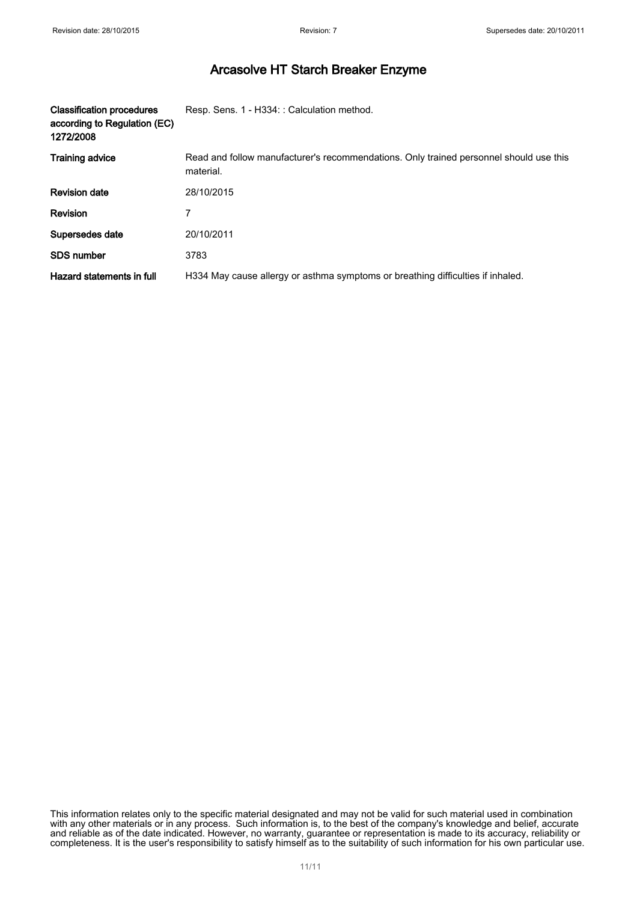# Arcasolve HT Starch Breaker Enzyme

| | |
|---|---|
| **Classification procedures according to Regulation (EC) 1272/2008** | Resp. Sens. 1 - H334: : Calculation method. |
| **Training advice** | Read and follow manufacturer's recommendations. Only trained personnel should use this material. |
| **Revision date** | 28/10/2015 |
| **Revision** | 7 |
| **Supersedes date** | 20/10/2011 |
| **SDS number** | 3783 |
| **Hazard statements in full** | H334 May cause allergy or asthma symptoms or breathing difficulties if inhaled. |

This information relates only to the specific material designated and may not be valid for such material used in combination with any other materials or in any process. Such information is, to the best of the company's knowledge and belief, accurate and reliable as of the date indicated. However, no warranty, guarantee or representation is made to its accuracy, reliability or completeness. It is the user's responsibility to satisfy himself as to the suitability of such information for his own particular use.